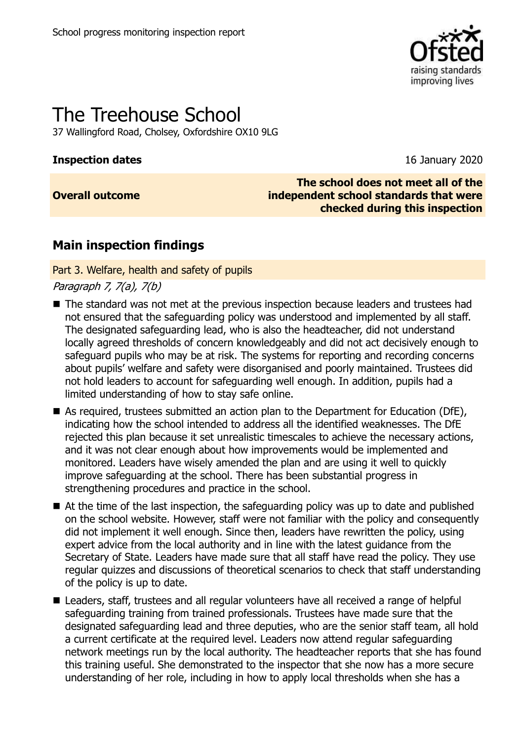School progress monitoring inspection report

# The Treehouse School

37 Wallingford Road, Cholsey, Oxfordshire OX10 9LG

| | |
|---|---|
| **Inspection dates** | 16 January 2020 |
| **Overall outcome** | **The school does not meet all of the independent school standards that were checked during this inspection** |

## Main inspection findings

### Part 3. Welfare, health and safety of pupils

*Paragraph 7, 7(a), 7(b)*

- The standard was not met at the previous inspection because leaders and trustees had not ensured that the safeguarding policy was understood and implemented by all staff. The designated safeguarding lead, who is also the headteacher, did not understand locally agreed thresholds of concern knowledgeably and did not act decisively enough to safeguard pupils who may be at risk. The systems for reporting and recording concerns about pupils' welfare and safety were disorganised and poorly maintained. Trustees did not hold leaders to account for safeguarding well enough. In addition, pupils had a limited understanding of how to stay safe online.
- As required, trustees submitted an action plan to the Department for Education (DfE), indicating how the school intended to address all the identified weaknesses. The DfE rejected this plan because it set unrealistic timescales to achieve the necessary actions, and it was not clear enough about how improvements would be implemented and monitored. Leaders have wisely amended the plan and are using it well to quickly improve safeguarding at the school. There has been substantial progress in strengthening procedures and practice in the school.
- At the time of the last inspection, the safeguarding policy was up to date and published on the school website. However, staff were not familiar with the policy and consequently did not implement it well enough. Since then, leaders have rewritten the policy, using expert advice from the local authority and in line with the latest guidance from the Secretary of State. Leaders have made sure that all staff have read the policy. They use regular quizzes and discussions of theoretical scenarios to check that staff understanding of the policy is up to date.
- Leaders, staff, trustees and all regular volunteers have all received a range of helpful safeguarding training from trained professionals. Trustees have made sure that the designated safeguarding lead and three deputies, who are the senior staff team, all hold a current certificate at the required level. Leaders now attend regular safeguarding network meetings run by the local authority. The headteacher reports that she has found this training useful. She demonstrated to the inspector that she now has a more secure understanding of her role, including in how to apply local thresholds when she has a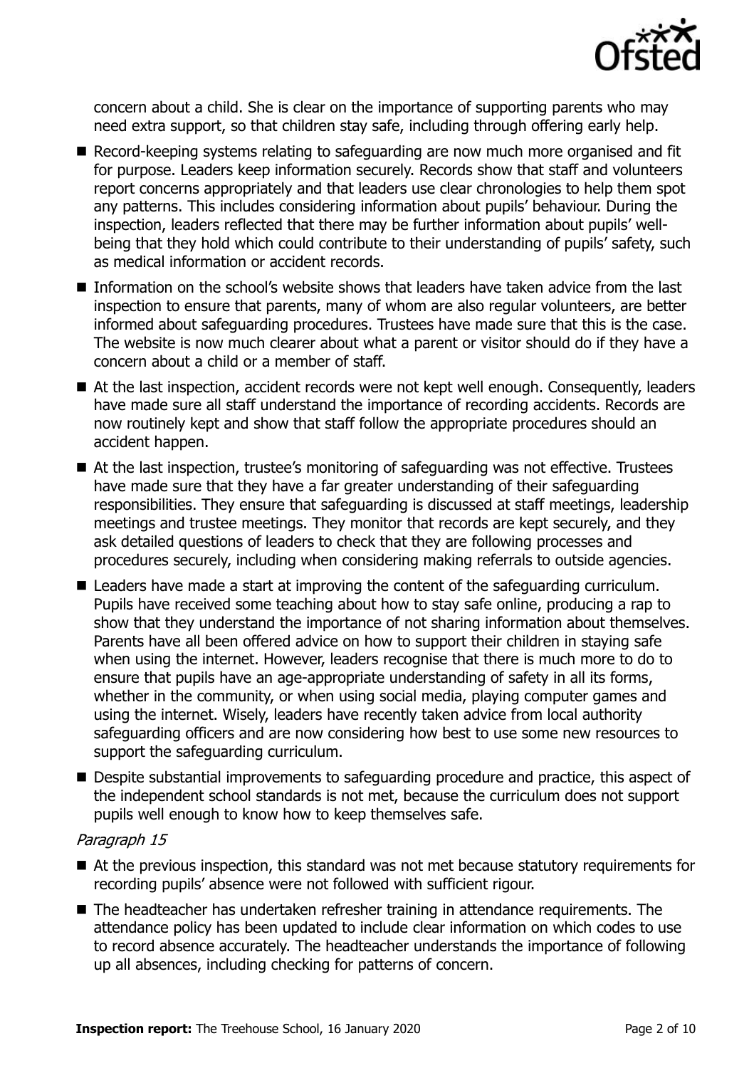concern about a child. She is clear on the importance of supporting parents who may need extra support, so that children stay safe, including through offering early help.

- Record-keeping systems relating to safeguarding are now much more organised and fit for purpose. Leaders keep information securely. Records show that staff and volunteers report concerns appropriately and that leaders use clear chronologies to help them spot any patterns. This includes considering information about pupils' behaviour. During the inspection, leaders reflected that there may be further information about pupils' well-being that they hold which could contribute to their understanding of pupils' safety, such as medical information or accident records.
- Information on the school's website shows that leaders have taken advice from the last inspection to ensure that parents, many of whom are also regular volunteers, are better informed about safeguarding procedures. Trustees have made sure that this is the case. The website is now much clearer about what a parent or visitor should do if they have a concern about a child or a member of staff.
- At the last inspection, accident records were not kept well enough. Consequently, leaders have made sure all staff understand the importance of recording accidents. Records are now routinely kept and show that staff follow the appropriate procedures should an accident happen.
- At the last inspection, trustee's monitoring of safeguarding was not effective. Trustees have made sure that they have a far greater understanding of their safeguarding responsibilities. They ensure that safeguarding is discussed at staff meetings, leadership meetings and trustee meetings. They monitor that records are kept securely, and they ask detailed questions of leaders to check that they are following processes and procedures securely, including when considering making referrals to outside agencies.
- Leaders have made a start at improving the content of the safeguarding curriculum. Pupils have received some teaching about how to stay safe online, producing a rap to show that they understand the importance of not sharing information about themselves. Parents have all been offered advice on how to support their children in staying safe when using the internet. However, leaders recognise that there is much more to do to ensure that pupils have an age-appropriate understanding of safety in all its forms, whether in the community, or when using social media, playing computer games and using the internet. Wisely, leaders have recently taken advice from local authority safeguarding officers and are now considering how best to use some new resources to support the safeguarding curriculum.
- Despite substantial improvements to safeguarding procedure and practice, this aspect of the independent school standards is not met, because the curriculum does not support pupils well enough to know how to keep themselves safe.

*Paragraph 15*

- At the previous inspection, this standard was not met because statutory requirements for recording pupils' absence were not followed with sufficient rigour.
- The headteacher has undertaken refresher training in attendance requirements. The attendance policy has been updated to include clear information on which codes to use to record absence accurately. The headteacher understands the importance of following up all absences, including checking for patterns of concern.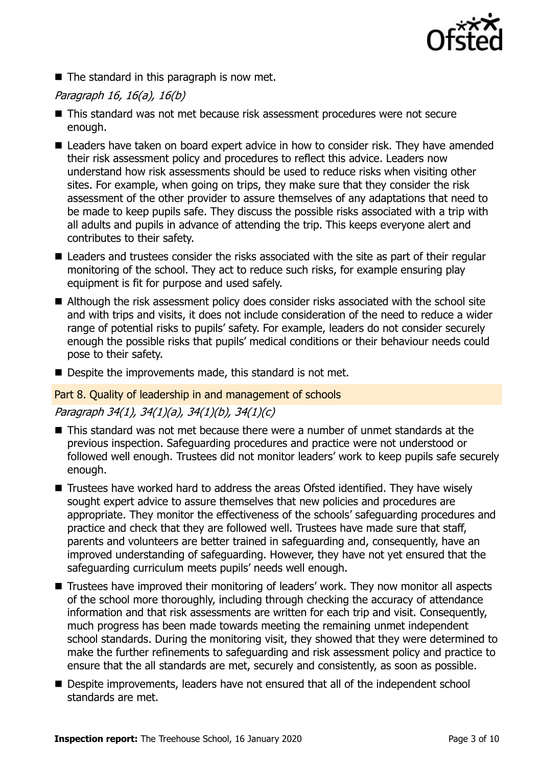- The standard in this paragraph is now met.

*Paragraph 16, 16(a), 16(b)*

- This standard was not met because risk assessment procedures were not secure enough.
- Leaders have taken on board expert advice in how to consider risk. They have amended their risk assessment policy and procedures to reflect this advice. Leaders now understand how risk assessments should be used to reduce risks when visiting other sites. For example, when going on trips, they make sure that they consider the risk assessment of the other provider to assure themselves of any adaptations that need to be made to keep pupils safe. They discuss the possible risks associated with a trip with all adults and pupils in advance of attending the trip. This keeps everyone alert and contributes to their safety.
- Leaders and trustees consider the risks associated with the site as part of their regular monitoring of the school. They act to reduce such risks, for example ensuring play equipment is fit for purpose and used safely.
- Although the risk assessment policy does consider risks associated with the school site and with trips and visits, it does not include consideration of the need to reduce a wider range of potential risks to pupils' safety. For example, leaders do not consider securely enough the possible risks that pupils' medical conditions or their behaviour needs could pose to their safety.
- Despite the improvements made, this standard is not met.

## Part 8. Quality of leadership in and management of schools

*Paragraph 34(1), 34(1)(a), 34(1)(b), 34(1)(c)*

- This standard was not met because there were a number of unmet standards at the previous inspection. Safeguarding procedures and practice were not understood or followed well enough. Trustees did not monitor leaders' work to keep pupils safe securely enough.
- Trustees have worked hard to address the areas Ofsted identified. They have wisely sought expert advice to assure themselves that new policies and procedures are appropriate. They monitor the effectiveness of the schools' safeguarding procedures and practice and check that they are followed well. Trustees have made sure that staff, parents and volunteers are better trained in safeguarding and, consequently, have an improved understanding of safeguarding. However, they have not yet ensured that the safeguarding curriculum meets pupils' needs well enough.
- Trustees have improved their monitoring of leaders' work. They now monitor all aspects of the school more thoroughly, including through checking the accuracy of attendance information and that risk assessments are written for each trip and visit. Consequently, much progress has been made towards meeting the remaining unmet independent school standards. During the monitoring visit, they showed that they were determined to make the further refinements to safeguarding and risk assessment policy and practice to ensure that the all standards are met, securely and consistently, as soon as possible.
- Despite improvements, leaders have not ensured that all of the independent school standards are met.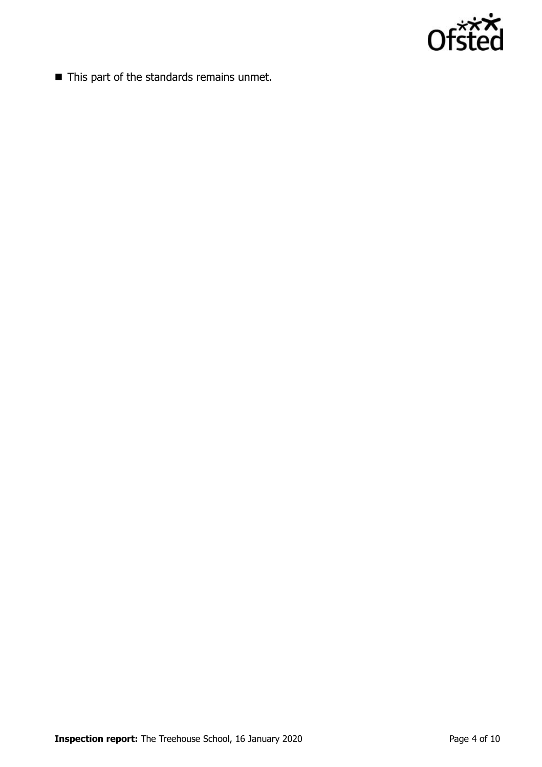- This part of the standards remains unmet.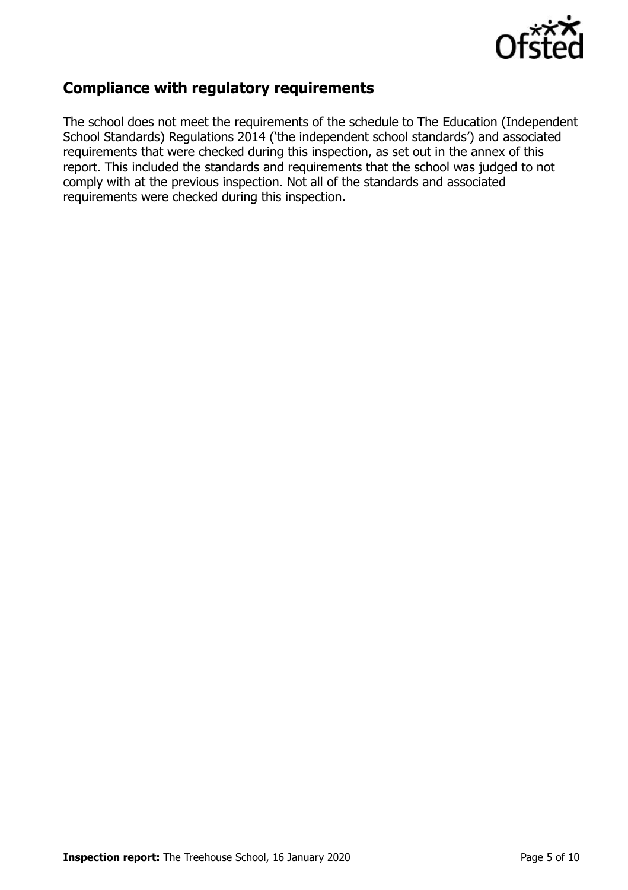## Compliance with regulatory requirements

The school does not meet the requirements of the schedule to The Education (Independent School Standards) Regulations 2014 ('the independent school standards') and associated requirements that were checked during this inspection, as set out in the annex of this report. This included the standards and requirements that the school was judged to not comply with at the previous inspection. Not all of the standards and associated requirements were checked during this inspection.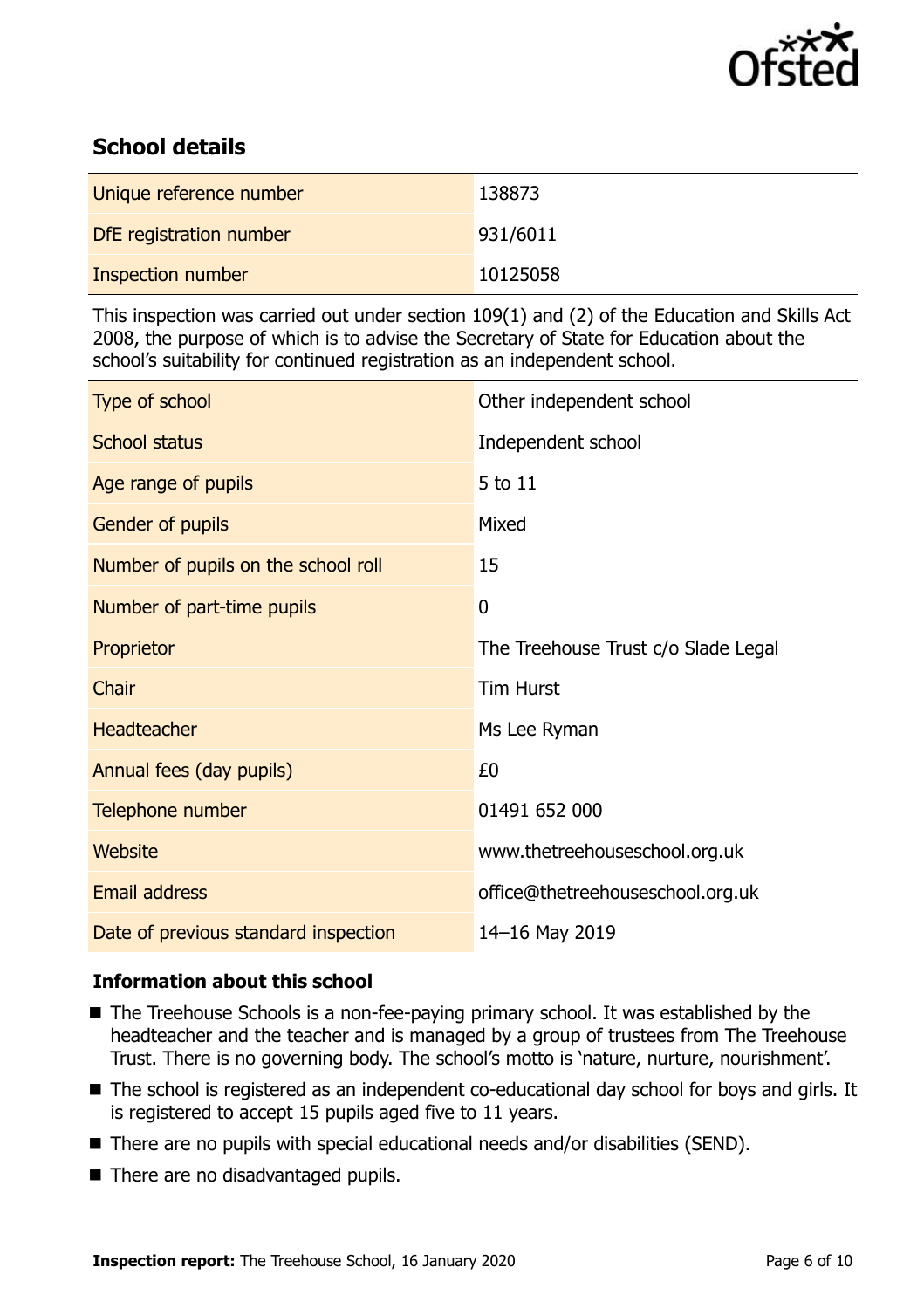## School details

| | |
|---|---|
| Unique reference number | 138873 |
| DfE registration number | 931/6011 |
| Inspection number | 10125058 |

This inspection was carried out under section 109(1) and (2) of the Education and Skills Act 2008, the purpose of which is to advise the Secretary of State for Education about the school's suitability for continued registration as an independent school.

| | |
|---|---|
| Type of school | Other independent school |
| School status | Independent school |
| Age range of pupils | 5 to 11 |
| Gender of pupils | Mixed |
| Number of pupils on the school roll | 15 |
| Number of part-time pupils | 0 |
| Proprietor | The Treehouse Trust c/o Slade Legal |
| Chair | Tim Hurst |
| Headteacher | Ms Lee Ryman |
| Annual fees (day pupils) | £0 |
| Telephone number | 01491 652 000 |
| Website | www.thetreehouseschool.org.uk |
| Email address | office@thetreehouseschool.org.uk |
| Date of previous standard inspection | 14–16 May 2019 |

### Information about this school

- The Treehouse Schools is a non-fee-paying primary school. It was established by the headteacher and the teacher and is managed by a group of trustees from The Treehouse Trust. There is no governing body. The school's motto is 'nature, nurture, nourishment'.
- The school is registered as an independent co-educational day school for boys and girls. It is registered to accept 15 pupils aged five to 11 years.
- There are no pupils with special educational needs and/or disabilities (SEND).
- There are no disadvantaged pupils.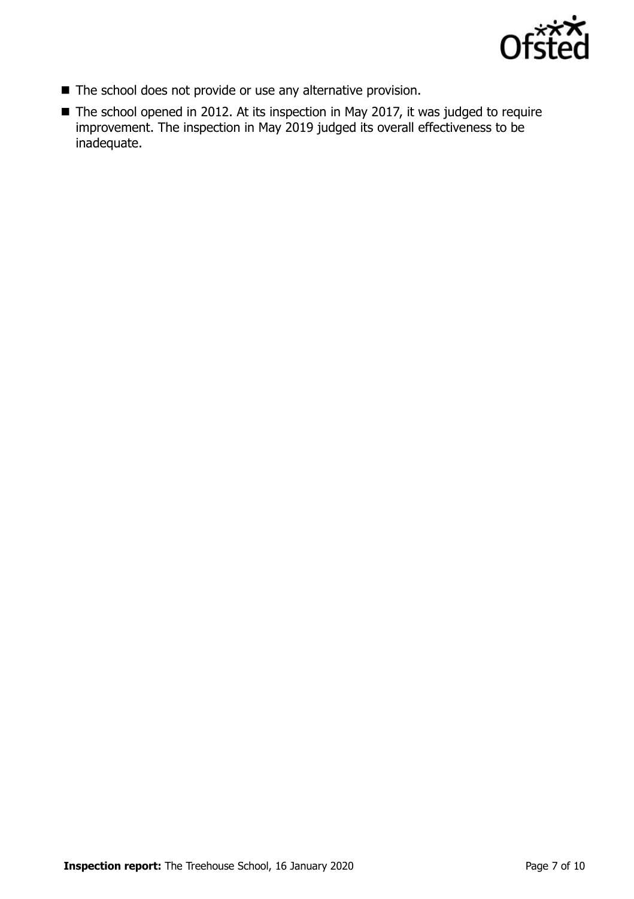- The school does not provide or use any alternative provision.
- The school opened in 2012. At its inspection in May 2017, it was judged to require improvement. The inspection in May 2019 judged its overall effectiveness to be inadequate.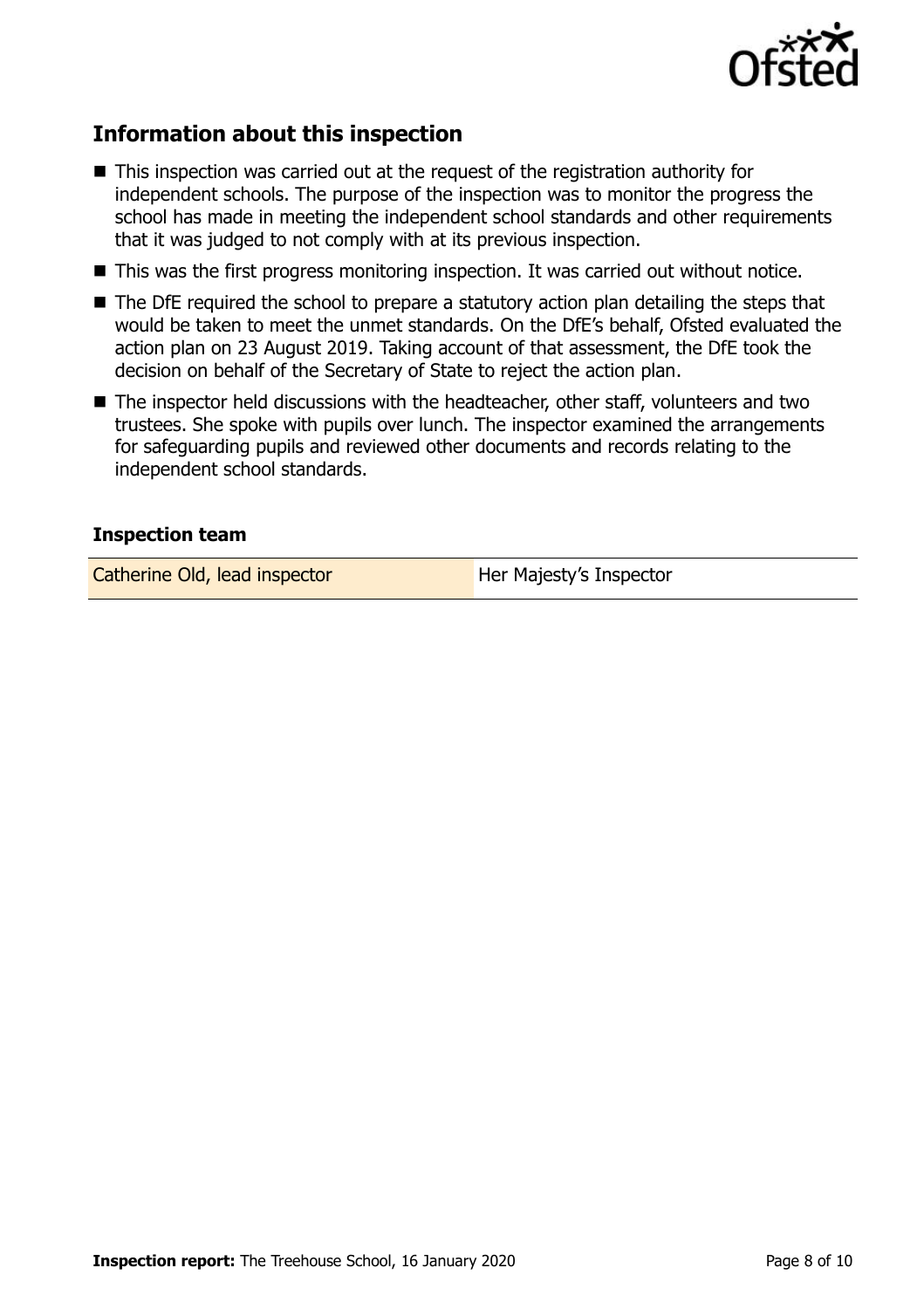## Information about this inspection

- This inspection was carried out at the request of the registration authority for independent schools. The purpose of the inspection was to monitor the progress the school has made in meeting the independent school standards and other requirements that it was judged to not comply with at its previous inspection.
- This was the first progress monitoring inspection. It was carried out without notice.
- The DfE required the school to prepare a statutory action plan detailing the steps that would be taken to meet the unmet standards. On the DfE's behalf, Ofsted evaluated the action plan on 23 August 2019. Taking account of that assessment, the DfE took the decision on behalf of the Secretary of State to reject the action plan.
- The inspector held discussions with the headteacher, other staff, volunteers and two trustees. She spoke with pupils over lunch. The inspector examined the arrangements for safeguarding pupils and reviewed other documents and records relating to the independent school standards.

### Inspection team

| | |
|---|---|
| Catherine Old, lead inspector | Her Majesty's Inspector |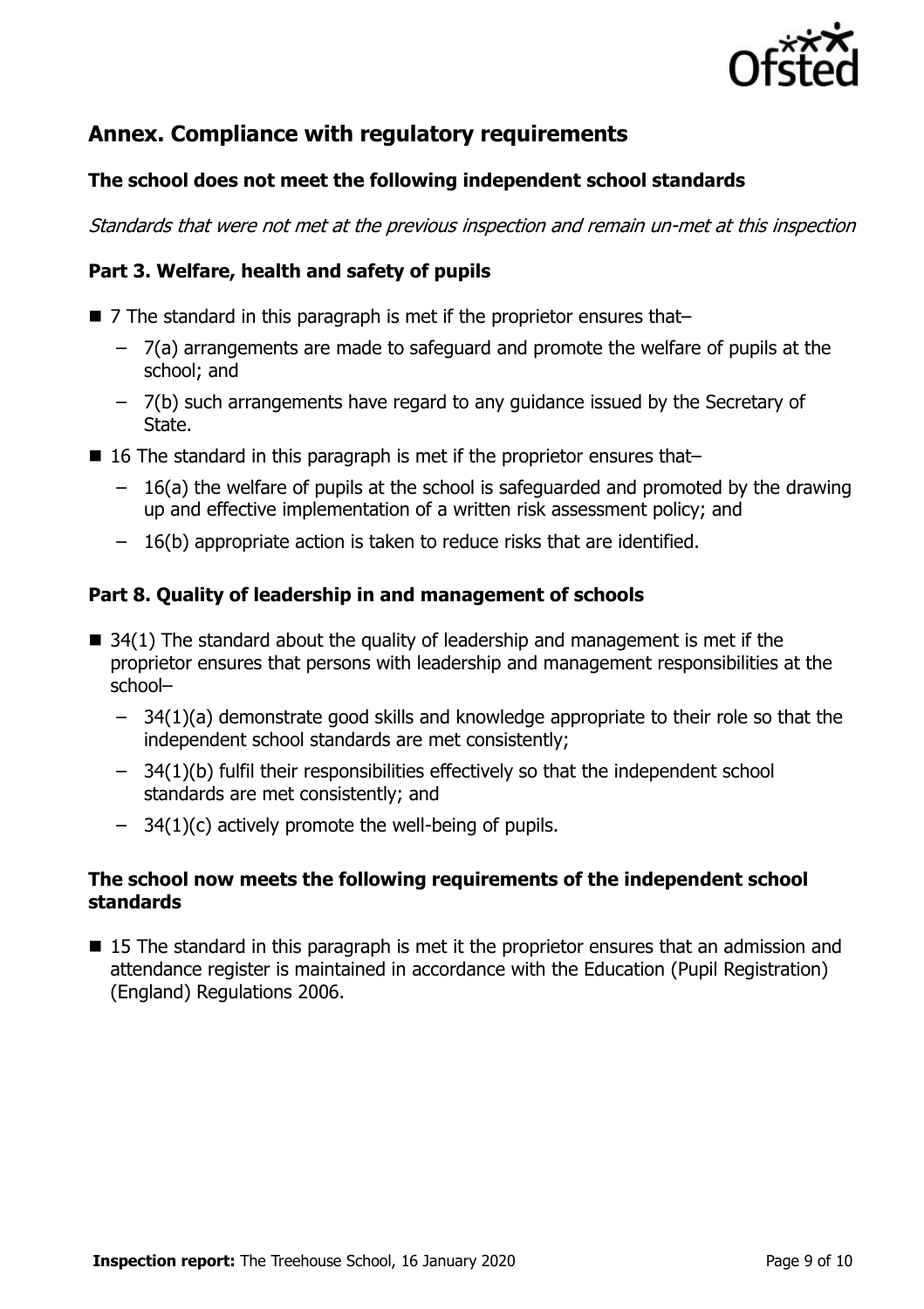## Annex. Compliance with regulatory requirements

### The school does not meet the following independent school standards

*Standards that were not met at the previous inspection and remain un-met at this inspection*

### Part 3. Welfare, health and safety of pupils

- 7 The standard in this paragraph is met if the proprietor ensures that–
  - 7(a) arrangements are made to safeguard and promote the welfare of pupils at the school; and
  - 7(b) such arrangements have regard to any guidance issued by the Secretary of State.
- 16 The standard in this paragraph is met if the proprietor ensures that–
  - 16(a) the welfare of pupils at the school is safeguarded and promoted by the drawing up and effective implementation of a written risk assessment policy; and
  - 16(b) appropriate action is taken to reduce risks that are identified.

### Part 8. Quality of leadership in and management of schools

- 34(1) The standard about the quality of leadership and management is met if the proprietor ensures that persons with leadership and management responsibilities at the school–
  - 34(1)(a) demonstrate good skills and knowledge appropriate to their role so that the independent school standards are met consistently;
  - 34(1)(b) fulfil their responsibilities effectively so that the independent school standards are met consistently; and
  - 34(1)(c) actively promote the well-being of pupils.

### The school now meets the following requirements of the independent school standards

- 15 The standard in this paragraph is met it the proprietor ensures that an admission and attendance register is maintained in accordance with the Education (Pupil Registration) (England) Regulations 2006.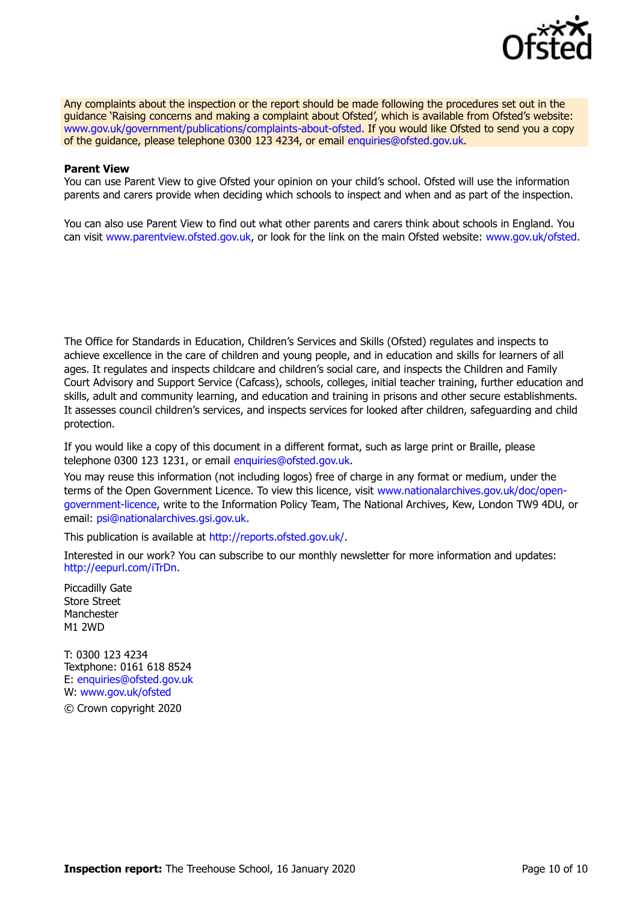Any complaints about the inspection or the report should be made following the procedures set out in the guidance 'Raising concerns and making a complaint about Ofsted', which is available from Ofsted's website: www.gov.uk/government/publications/complaints-about-ofsted. If you would like Ofsted to send you a copy of the guidance, please telephone 0300 123 4234, or email enquiries@ofsted.gov.uk.

**Parent View**

You can use Parent View to give Ofsted your opinion on your child's school. Ofsted will use the information parents and carers provide when deciding which schools to inspect and when and as part of the inspection.

You can also use Parent View to find out what other parents and carers think about schools in England. You can visit www.parentview.ofsted.gov.uk, or look for the link on the main Ofsted website: www.gov.uk/ofsted.

The Office for Standards in Education, Children's Services and Skills (Ofsted) regulates and inspects to achieve excellence in the care of children and young people, and in education and skills for learners of all ages. It regulates and inspects childcare and children's social care, and inspects the Children and Family Court Advisory and Support Service (Cafcass), schools, colleges, initial teacher training, further education and skills, adult and community learning, and education and training in prisons and other secure establishments. It assesses council children's services, and inspects services for looked after children, safeguarding and child protection.

If you would like a copy of this document in a different format, such as large print or Braille, please telephone 0300 123 1231, or email enquiries@ofsted.gov.uk.

You may reuse this information (not including logos) free of charge in any format or medium, under the terms of the Open Government Licence. To view this licence, visit www.nationalarchives.gov.uk/doc/open-government-licence, write to the Information Policy Team, The National Archives, Kew, London TW9 4DU, or email: psi@nationalarchives.gsi.gov.uk.

This publication is available at http://reports.ofsted.gov.uk/.

Interested in our work? You can subscribe to our monthly newsletter for more information and updates: http://eepurl.com/iTrDn.

Piccadilly Gate
Store Street
Manchester
M1 2WD

T: 0300 123 4234
Textphone: 0161 618 8524
E: enquiries@ofsted.gov.uk
W: www.gov.uk/ofsted

© Crown copyright 2020